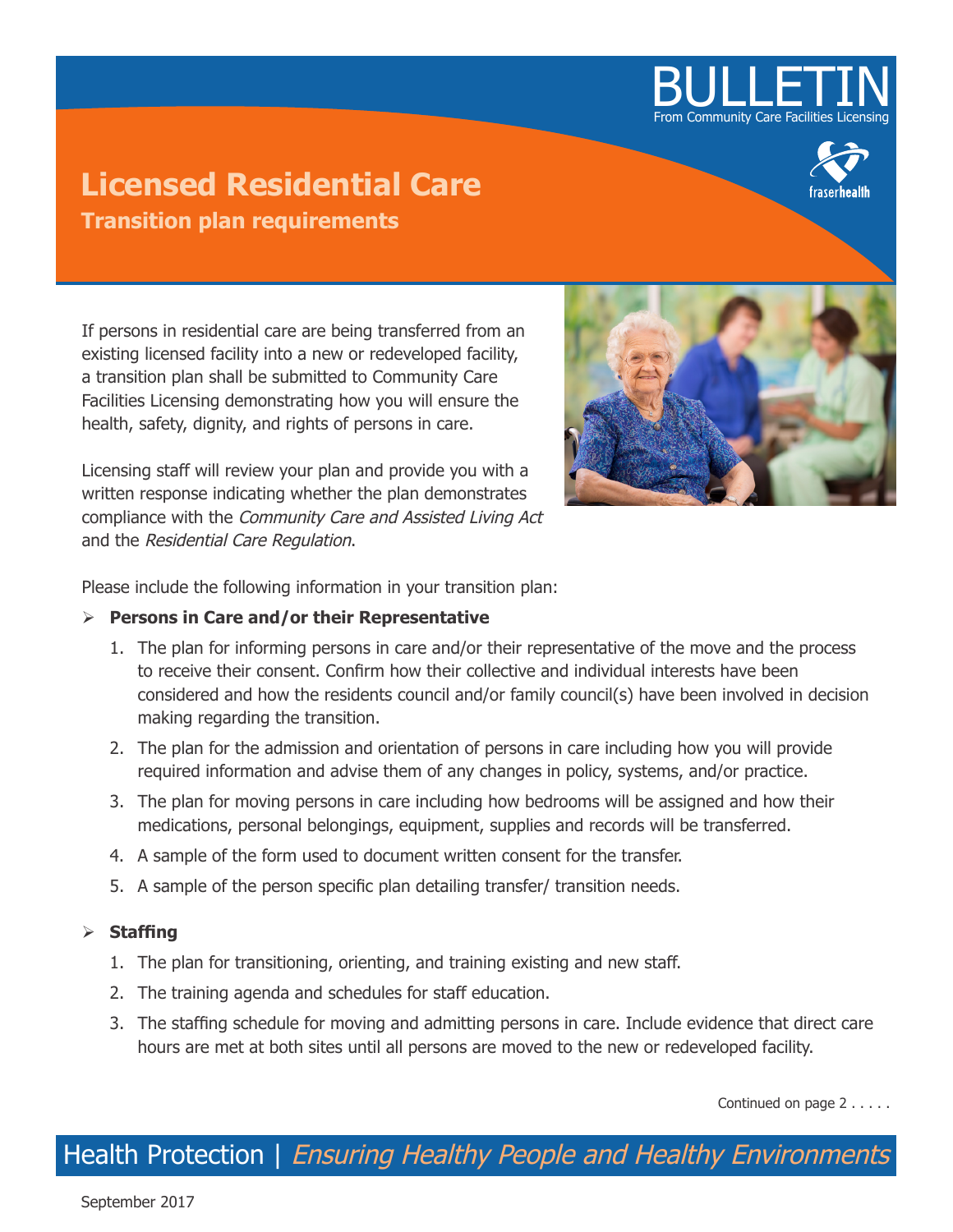BULLETIN

From Community Care Facilities Licensing

# Licensed Residential Care

## Transition plan requirements

If persons in residential care are being transferred from an existing licensed facility into a new or redeveloped facility, a transition plan shall be submitted to Community Care Facilities Licensing demonstrating how you will ensure the health, safety, dignity, and rights of persons in care.

Licensing staff will review your plan and provide you with a written response indicating whether the plan demonstrates compliance with the *Community Care and Assisted Living Act* and the *Residential Care Regulation*.

Please include the following information in your transition plan:

- **Persons in Care and/or their Representative**
  1. The plan for informing persons in care and/or their representative of the move and the process to receive their consent. Confirm how their collective and individual interests have been considered and how the residents council and/or family council(s) have been involved in decision making regarding the transition.
  2. The plan for the admission and orientation of persons in care including how you will provide required information and advise them of any changes in policy, systems, and/or practice.
  3. The plan for moving persons in care including how bedrooms will be assigned and how their medications, personal belongings, equipment, supplies and records will be transferred.
  4. A sample of the form used to document written consent for the transfer.
  5. A sample of the person specific plan detailing transfer/ transition needs.

- **Staffing**
  1. The plan for transitioning, orienting, and training existing and new staff.
  2. The training agenda and schedules for staff education.
  3. The staffing schedule for moving and admitting persons in care. Include evidence that direct care hours are met at both sites until all persons are moved to the new or redeveloped facility.

Continued on page 2 . . . . .

Health Protection | *Ensuring Healthy People and Healthy Environments*

September 2017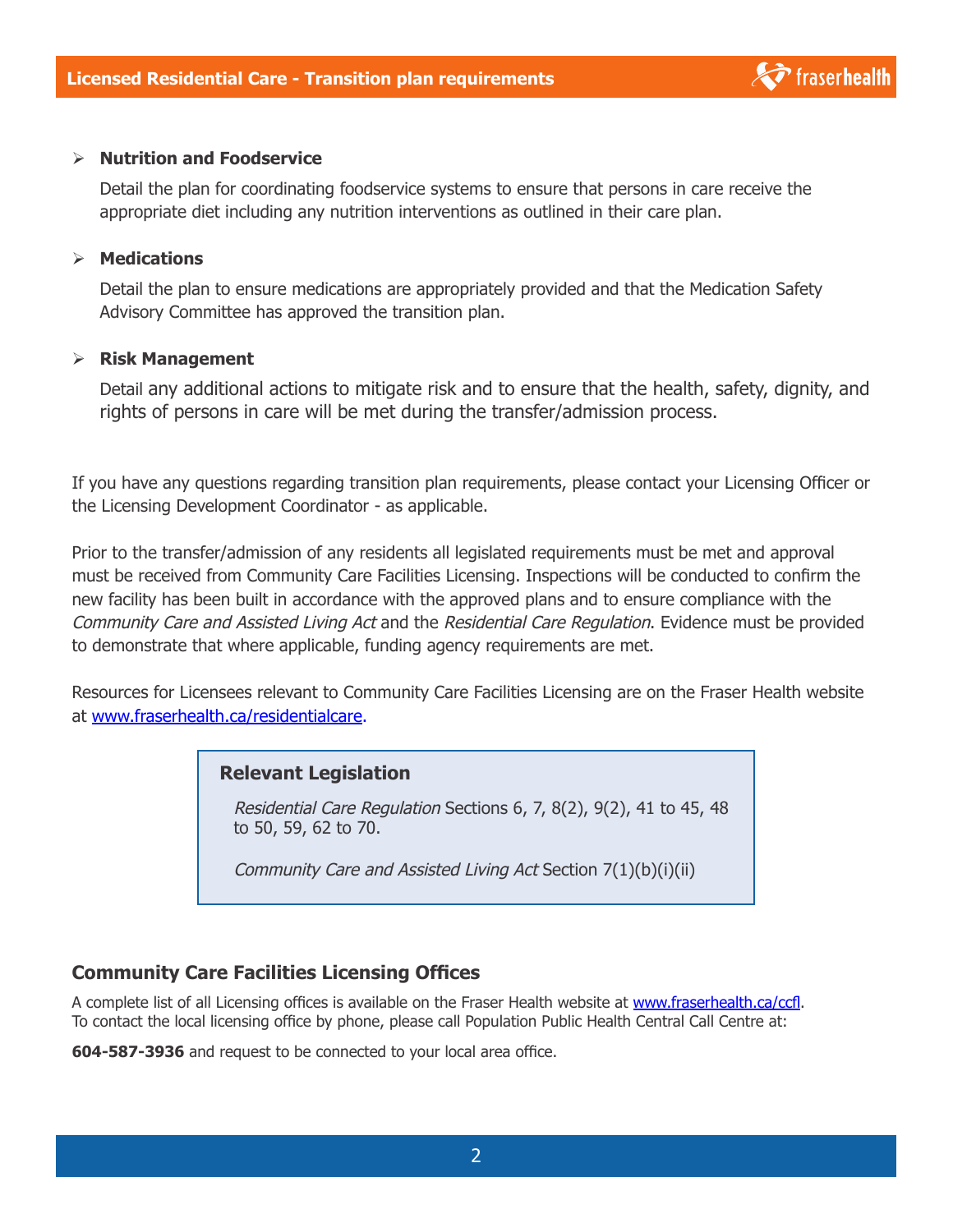- **Nutrition and Foodservice**

  Detail the plan for coordinating foodservice systems to ensure that persons in care receive the appropriate diet including any nutrition interventions as outlined in their care plan.

- **Medications**

  Detail the plan to ensure medications are appropriately provided and that the Medication Safety Advisory Committee has approved the transition plan.

- **Risk Management**

  Detail any additional actions to mitigate risk and to ensure that the health, safety, dignity, and rights of persons in care will be met during the transfer/admission process.

If you have any questions regarding transition plan requirements, please contact your Licensing Officer or the Licensing Development Coordinator - as applicable.

Prior to the transfer/admission of any residents all legislated requirements must be met and approval must be received from Community Care Facilities Licensing. Inspections will be conducted to confirm the new facility has been built in accordance with the approved plans and to ensure compliance with the *Community Care and Assisted Living Act* and the *Residential Care Regulation*. Evidence must be provided to demonstrate that where applicable, funding agency requirements are met.

Resources for Licensees relevant to Community Care Facilities Licensing are on the Fraser Health website at www.fraserhealth.ca/residentialcare.

### Relevant Legislation

*Residential Care Regulation* Sections 6, 7, 8(2), 9(2), 41 to 45, 48 to 50, 59, 62 to 70.

*Community Care and Assisted Living Act* Section 7(1)(b)(i)(ii)

## Community Care Facilities Licensing Offices

A complete list of all Licensing offices is available on the Fraser Health website at www.fraserhealth.ca/ccfl.
To contact the local licensing office by phone, please call Population Public Health Central Call Centre at:

**604-587-3936** and request to be connected to your local area office.